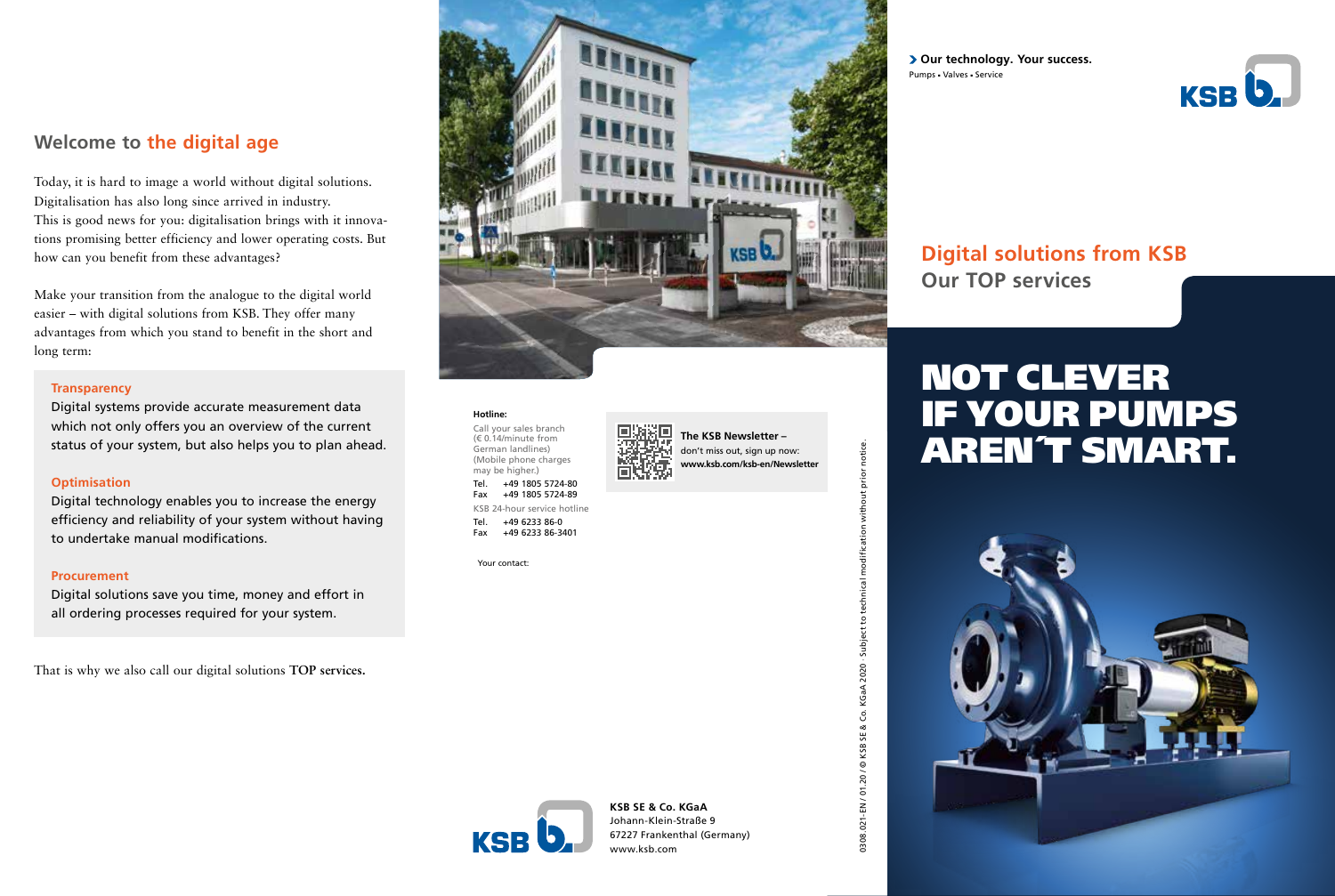## Welcome to the digital age

Today, it is hard to image a world without digital solutions. Digitalisation has also long since arrived in industry. This is good news for you: digitalisation brings with it innovations promising better efficiency and lower operating costs. But how can you benefit from these advantages?

Make your transition from the analogue to the digital world easier – with digital solutions from KSB. They offer many advantages from which you stand to benefit in the short and long term:

**Transparency**
Digital systems provide accurate measurement data which not only offers you an overview of the current status of your system, but also helps you to plan ahead.

**Optimisation**
Digital technology enables you to increase the energy efficiency and reliability of your system without having to undertake manual modifications.

**Procurement**
Digital solutions save you time, money and effort in all ordering processes required for your system.

That is why we also call our digital solutions **TOP services.**

**Hotline:**

Call your sales branch (€ 0.14/minute from German landlines) (Mobile phone charges may be higher.)

Tel. +49 1805 5724-80
Fax +49 1805 5724-89

KSB 24-hour service hotline

Tel. +49 6233 86-0
Fax +49 6233 86-3401

**The KSB Newsletter –** don't miss out, sign up now: **www.ksb.com/ksb-en/Newsletter**

Your contact:

**KSB SE & Co. KGaA**
Johann-Klein-Straße 9
67227 Frankenthal (Germany)
www.ksb.com

0308.021-EN / 01.20 / © KSB SE & Co. KGaA 2020 · Subject to technical modification without prior notice.

**Our technology. Your success.**
Pumps • Valves • Service

# Digital solutions from KSB
## Our TOP services

# NOT CLEVER IF YOUR PUMPS AREN´T SMART.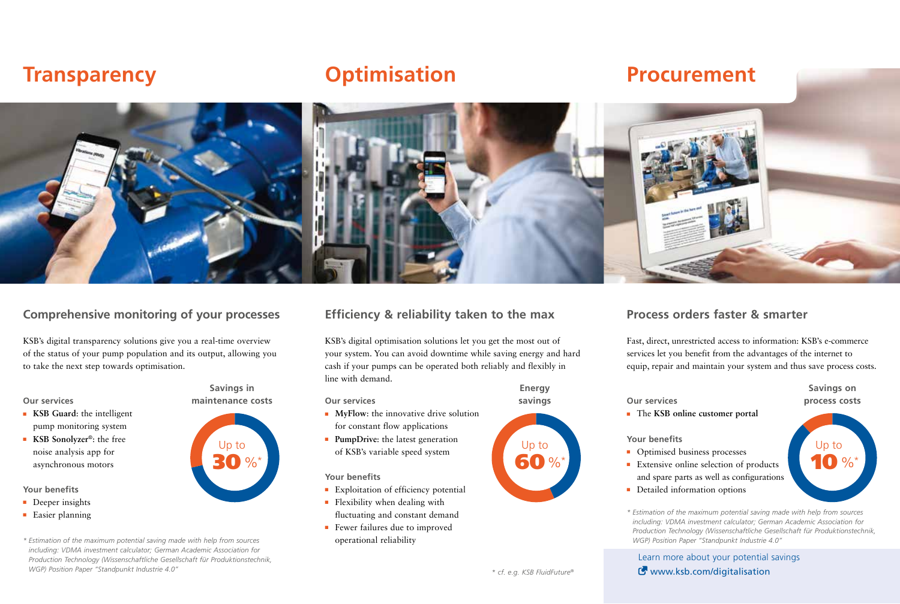# Transparency

## Comprehensive monitoring of your processes

KSB's digital transparency solutions give you a real-time overview of the status of your pump population and its output, allowing you to take the next step towards optimisation.

**Our services**

- **KSB Guard**: the intelligent pump monitoring system
- **KSB Sonolyzer®**: the free noise analysis app for asynchronous motors

**Your benefits**

- Deeper insights
- Easier planning

**Savings in maintenance costs**

Up to **30** %*

*\* Estimation of the maximum potential saving made with help from sources including: VDMA investment calculator; German Academic Association for Production Technology (Wissenschaftliche Gesellschaft für Produktionstechnik, WGP) Position Paper "Standpunkt Industrie 4.0"*

# Optimisation

## Efficiency & reliability taken to the max

KSB's digital optimisation solutions let you get the most out of your system. You can avoid downtime while saving energy and hard cash if your pumps can be operated both reliably and flexibly in line with demand.

**Our services**

- **MyFlow**: the innovative drive solution for constant flow applications
- **PumpDrive**: the latest generation of KSB's variable speed system

**Your benefits**

- Exploitation of efficiency potential
- Flexibility when dealing with fluctuating and constant demand
- Fewer failures due to improved operational reliability

**Energy savings**

Up to **60** %*

*\* cf. e.g. KSB FluidFuture®*

# Procurement

## Process orders faster & smarter

Fast, direct, unrestricted access to information: KSB's e-commerce services let you benefit from the advantages of the internet to equip, repair and maintain your system and thus save process costs.

**Our services**

- The **KSB online customer portal**

**Your benefits**

- Optimised business processes
- Extensive online selection of products and spare parts as well as configurations
- Detailed information options

**Savings on process costs**

Up to **10** %*

*\* Estimation of the maximum potential saving made with help from sources including: VDMA investment calculator; German Academic Association for Production Technology (Wissenschaftliche Gesellschaft für Produktionstechnik, WGP) Position Paper "Standpunkt Industrie 4.0"*

Learn more about your potential savings
www.ksb.com/digitalisation